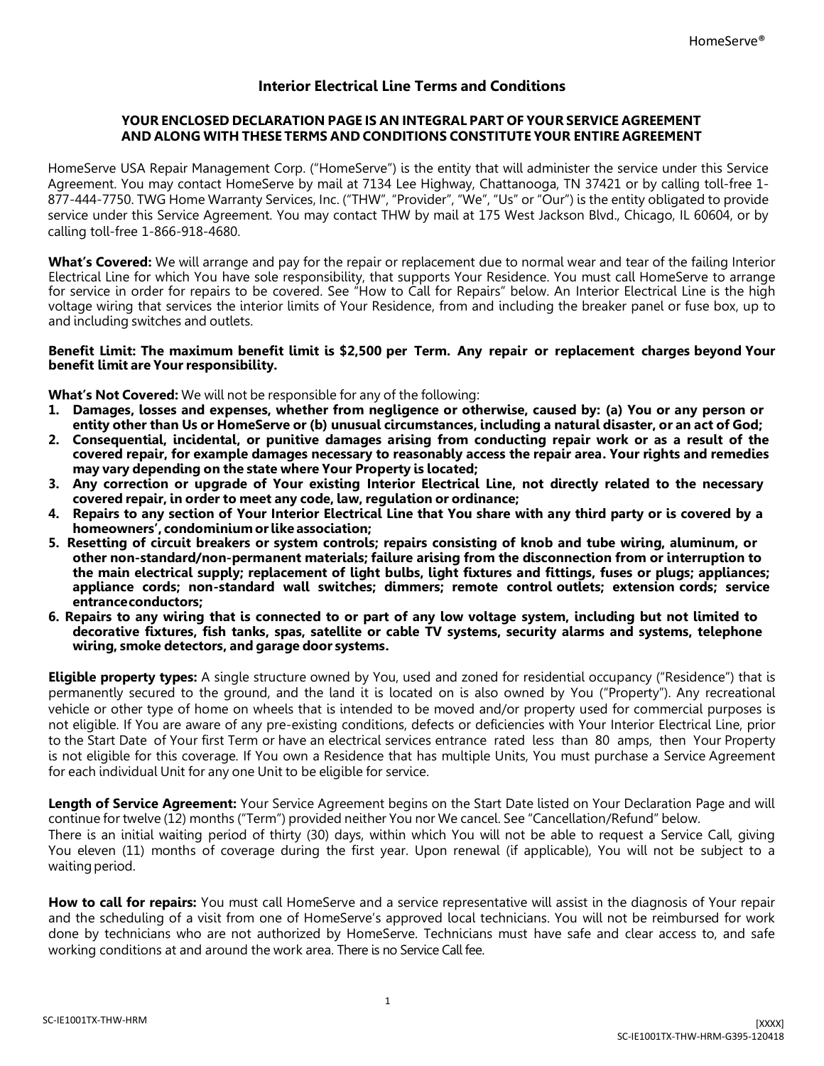# Interior Electrical Line Terms and Conditions

**YOUR ENCLOSED DECLARATION PAGE IS AN INTEGRAL PART OF YOUR SERVICE AGREEMENT AND ALONG WITH THESE TERMS AND CONDITIONS CONSTITUTE YOUR ENTIRE AGREEMENT**

HomeServe USA Repair Management Corp. ("HomeServe") is the entity that will administer the service under this Service Agreement. You may contact HomeServe by mail at 7134 Lee Highway, Chattanooga, TN 37421 or by calling toll-free 1-877-444-7750. TWG Home Warranty Services, Inc. ("THW", "Provider", "We", "Us" or "Our") is the entity obligated to provide service under this Service Agreement. You may contact THW by mail at 175 West Jackson Blvd., Chicago, IL 60604, or by calling toll-free 1-866-918-4680.

**What's Covered:** We will arrange and pay for the repair or replacement due to normal wear and tear of the failing Interior Electrical Line for which You have sole responsibility, that supports Your Residence. You must call HomeServe to arrange for service in order for repairs to be covered. See "How to Call for Repairs" below. An Interior Electrical Line is the high voltage wiring that services the interior limits of Your Residence, from and including the breaker panel or fuse box, up to and including switches and outlets.

**Benefit Limit: The maximum benefit limit is $2,500 per Term. Any repair or replacement charges beyond Your benefit limit are Your responsibility.**

**What's Not Covered:** We will not be responsible for any of the following:

1. **Damages, losses and expenses, whether from negligence or otherwise, caused by: (a) You or any person or entity other than Us or HomeServe or (b) unusual circumstances, including a natural disaster, or an act of God;**
2. **Consequential, incidental, or punitive damages arising from conducting repair work or as a result of the covered repair, for example damages necessary to reasonably access the repair area. Your rights and remedies may vary depending on the state where Your Property is located;**
3. **Any correction or upgrade of Your existing Interior Electrical Line, not directly related to the necessary covered repair, in order to meet any code, law, regulation or ordinance;**
4. **Repairs to any section of Your Interior Electrical Line that You share with any third party or is covered by a homeowners', condominium or like association;**
5. **Resetting of circuit breakers or system controls; repairs consisting of knob and tube wiring, aluminum, or other non-standard/non-permanent materials; failure arising from the disconnection from or interruption to the main electrical supply; replacement of light bulbs, light fixtures and fittings, fuses or plugs; appliances; appliance cords; non-standard wall switches; dimmers; remote control outlets; extension cords; service entrance conductors;**
6. **Repairs to any wiring that is connected to or part of any low voltage system, including but not limited to decorative fixtures, fish tanks, spas, satellite or cable TV systems, security alarms and systems, telephone wiring, smoke detectors, and garage door systems.**

**Eligible property types:** A single structure owned by You, used and zoned for residential occupancy ("Residence") that is permanently secured to the ground, and the land it is located on is also owned by You ("Property"). Any recreational vehicle or other type of home on wheels that is intended to be moved and/or property used for commercial purposes is not eligible. If You are aware of any pre-existing conditions, defects or deficiencies with Your Interior Electrical Line, prior to the Start Date of Your first Term or have an electrical services entrance rated less than 80 amps, then Your Property is not eligible for this coverage. If You own a Residence that has multiple Units, You must purchase a Service Agreement for each individual Unit for any one Unit to be eligible for service.

**Length of Service Agreement:** Your Service Agreement begins on the Start Date listed on Your Declaration Page and will continue for twelve (12) months ("Term") provided neither You nor We cancel. See "Cancellation/Refund" below.
There is an initial waiting period of thirty (30) days, within which You will not be able to request a Service Call, giving You eleven (11) months of coverage during the first year. Upon renewal (if applicable), You will not be subject to a waiting period.

**How to call for repairs:** You must call HomeServe and a service representative will assist in the diagnosis of Your repair and the scheduling of a visit from one of HomeServe's approved local technicians. You will not be reimbursed for work done by technicians who are not authorized by HomeServe. Technicians must have safe and clear access to, and safe working conditions at and around the work area. There is no Service Call fee.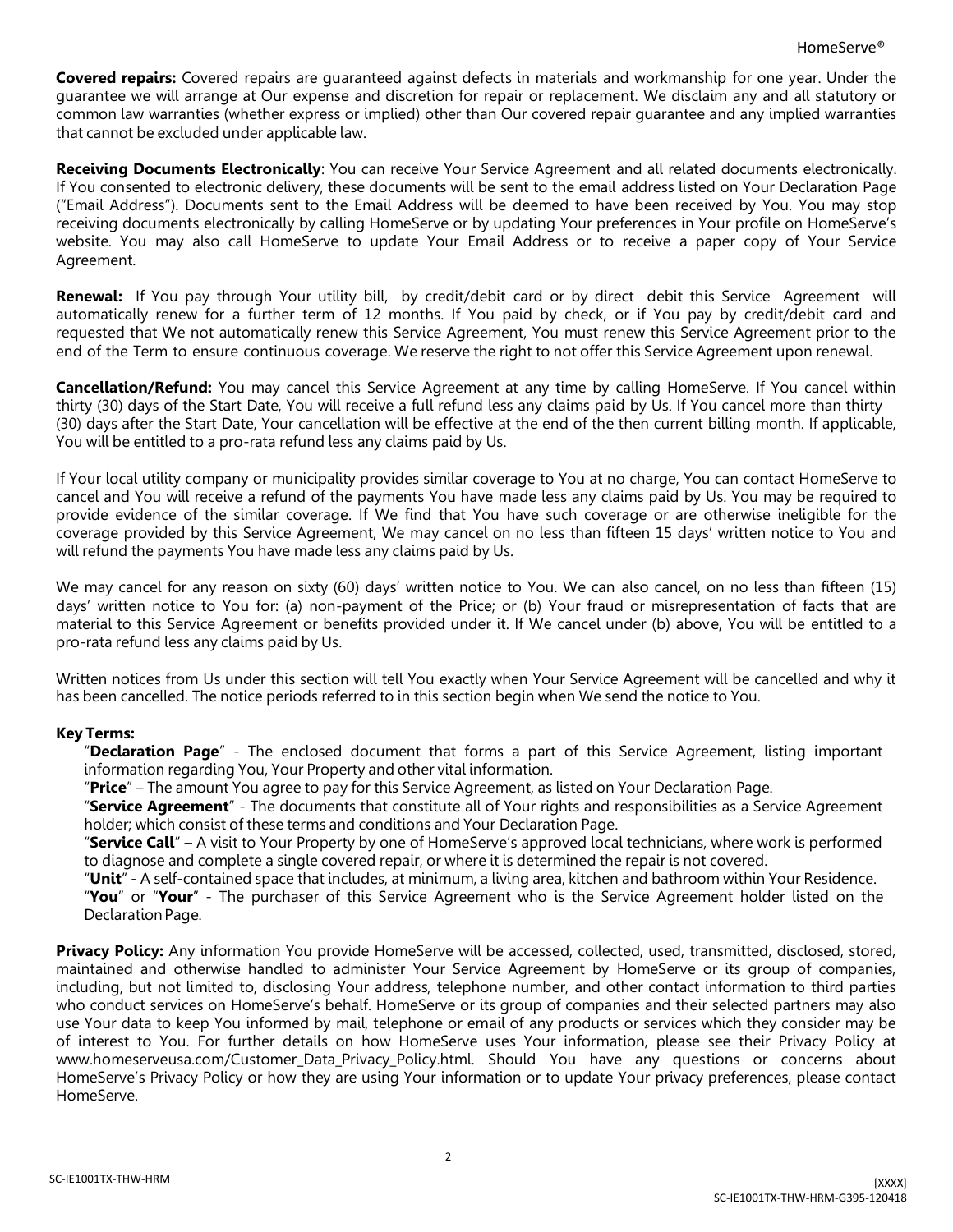**Covered repairs:** Covered repairs are guaranteed against defects in materials and workmanship for one year. Under the guarantee we will arrange at Our expense and discretion for repair or replacement. We disclaim any and all statutory or common law warranties (whether express or implied) other than Our covered repair guarantee and any implied warranties that cannot be excluded under applicable law.

**Receiving Documents Electronically**: You can receive Your Service Agreement and all related documents electronically. If You consented to electronic delivery, these documents will be sent to the email address listed on Your Declaration Page ("Email Address"). Documents sent to the Email Address will be deemed to have been received by You. You may stop receiving documents electronically by calling HomeServe or by updating Your preferences in Your profile on HomeServe's website. You may also call HomeServe to update Your Email Address or to receive a paper copy of Your Service Agreement.

**Renewal:** If You pay through Your utility bill, by credit/debit card or by direct debit this Service Agreement will automatically renew for a further term of 12 months. If You paid by check, or if You pay by credit/debit card and requested that We not automatically renew this Service Agreement, You must renew this Service Agreement prior to the end of the Term to ensure continuous coverage. We reserve the right to not offer this Service Agreement upon renewal.

**Cancellation/Refund:** You may cancel this Service Agreement at any time by calling HomeServe. If You cancel within thirty (30) days of the Start Date, You will receive a full refund less any claims paid by Us. If You cancel more than thirty (30) days after the Start Date, Your cancellation will be effective at the end of the then current billing month. If applicable, You will be entitled to a pro-rata refund less any claims paid by Us.

If Your local utility company or municipality provides similar coverage to You at no charge, You can contact HomeServe to cancel and You will receive a refund of the payments You have made less any claims paid by Us. You may be required to provide evidence of the similar coverage. If We find that You have such coverage or are otherwise ineligible for the coverage provided by this Service Agreement, We may cancel on no less than fifteen 15 days' written notice to You and will refund the payments You have made less any claims paid by Us.

We may cancel for any reason on sixty (60) days' written notice to You. We can also cancel, on no less than fifteen (15) days' written notice to You for: (a) non-payment of the Price; or (b) Your fraud or misrepresentation of facts that are material to this Service Agreement or benefits provided under it. If We cancel under (b) above, You will be entitled to a pro-rata refund less any claims paid by Us.

Written notices from Us under this section will tell You exactly when Your Service Agreement will be cancelled and why it has been cancelled. The notice periods referred to in this section begin when We send the notice to You.

**Key Terms:**

"**Declaration Page**" - The enclosed document that forms a part of this Service Agreement, listing important information regarding You, Your Property and other vital information.

"**Price**" – The amount You agree to pay for this Service Agreement, as listed on Your Declaration Page.

"**Service Agreement**" - The documents that constitute all of Your rights and responsibilities as a Service Agreement holder; which consist of these terms and conditions and Your Declaration Page.

"**Service Call**" – A visit to Your Property by one of HomeServe's approved local technicians, where work is performed to diagnose and complete a single covered repair, or where it is determined the repair is not covered.

"**Unit**" - A self-contained space that includes, at minimum, a living area, kitchen and bathroom within Your Residence.

"**You**" or "**Your**" - The purchaser of this Service Agreement who is the Service Agreement holder listed on the Declaration Page.

**Privacy Policy:** Any information You provide HomeServe will be accessed, collected, used, transmitted, disclosed, stored, maintained and otherwise handled to administer Your Service Agreement by HomeServe or its group of companies, including, but not limited to, disclosing Your address, telephone number, and other contact information to third parties who conduct services on HomeServe's behalf. HomeServe or its group of companies and their selected partners may also use Your data to keep You informed by mail, telephone or email of any products or services which they consider may be of interest to You. For further details on how HomeServe uses Your information, please see their Privacy Policy at www.homeserveusa.com/Customer_Data_Privacy_Policy.html. Should You have any questions or concerns about HomeServe's Privacy Policy or how they are using Your information or to update Your privacy preferences, please contact HomeServe.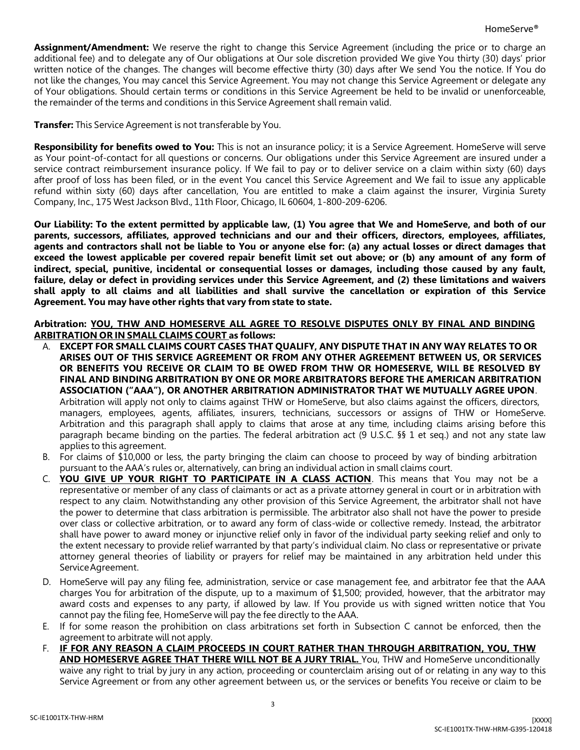**Assignment/Amendment:** We reserve the right to change this Service Agreement (including the price or to charge an additional fee) and to delegate any of Our obligations at Our sole discretion provided We give You thirty (30) days' prior written notice of the changes. The changes will become effective thirty (30) days after We send You the notice. If You do not like the changes, You may cancel this Service Agreement. You may not change this Service Agreement or delegate any of Your obligations. Should certain terms or conditions in this Service Agreement be held to be invalid or unenforceable, the remainder of the terms and conditions in this Service Agreement shall remain valid.

**Transfer:** This Service Agreement is not transferable by You.

**Responsibility for benefits owed to You:** This is not an insurance policy; it is a Service Agreement. HomeServe will serve as Your point-of-contact for all questions or concerns. Our obligations under this Service Agreement are insured under a service contract reimbursement insurance policy. If We fail to pay or to deliver service on a claim within sixty (60) days after proof of loss has been filed, or in the event You cancel this Service Agreement and We fail to issue any applicable refund within sixty (60) days after cancellation, You are entitled to make a claim against the insurer, Virginia Surety Company, Inc., 175 West Jackson Blvd., 11th Floor, Chicago, IL 60604, 1-800-209-6206.

**Our Liability: To the extent permitted by applicable law, (1) You agree that We and HomeServe, and both of our parents, successors, affiliates, approved technicians and our and their officers, directors, employees, affiliates, agents and contractors shall not be liable to You or anyone else for: (a) any actual losses or direct damages that exceed the lowest applicable per covered repair benefit limit set out above; or (b) any amount of any form of indirect, special, punitive, incidental or consequential losses or damages, including those caused by any fault, failure, delay or defect in providing services under this Service Agreement, and (2) these limitations and waivers shall apply to all claims and all liabilities and shall survive the cancellation or expiration of this Service Agreement. You may have other rights that vary from state to state.**

**Arbitration: <u>YOU, THW AND HOMESERVE ALL AGREE TO RESOLVE DISPUTES ONLY BY FINAL AND BINDING ARBITRATION OR IN SMALL CLAIMS COURT</u> as follows:**

A. **EXCEPT FOR SMALL CLAIMS COURT CASES THAT QUALIFY, ANY DISPUTE THAT IN ANY WAY RELATES TO OR ARISES OUT OF THIS SERVICE AGREEMENT OR FROM ANY OTHER AGREEMENT BETWEEN US, OR SERVICES OR BENEFITS YOU RECEIVE OR CLAIM TO BE OWED FROM THW OR HOMESERVE, WILL BE RESOLVED BY FINAL AND BINDING ARBITRATION BY ONE OR MORE ARBITRATORS BEFORE THE AMERICAN ARBITRATION ASSOCIATION ("AAA"), OR ANOTHER ARBITRATION ADMINISTRATOR THAT WE MUTUALLY AGREE UPON**. Arbitration will apply not only to claims against THW or HomeServe, but also claims against the officers, directors, managers, employees, agents, affiliates, insurers, technicians, successors or assigns of THW or HomeServe. Arbitration and this paragraph shall apply to claims that arose at any time, including claims arising before this paragraph became binding on the parties. The federal arbitration act (9 U.S.C. §§ 1 et seq.) and not any state law applies to this agreement.

B. For claims of $10,000 or less, the party bringing the claim can choose to proceed by way of binding arbitration pursuant to the AAA's rules or, alternatively, can bring an individual action in small claims court.

C. **<u>YOU GIVE UP YOUR RIGHT TO PARTICIPATE IN A CLASS ACTION</u>**. This means that You may not be a representative or member of any class of claimants or act as a private attorney general in court or in arbitration with respect to any claim. Notwithstanding any other provision of this Service Agreement, the arbitrator shall not have the power to determine that class arbitration is permissible. The arbitrator also shall not have the power to preside over class or collective arbitration, or to award any form of class-wide or collective remedy. Instead, the arbitrator shall have power to award money or injunctive relief only in favor of the individual party seeking relief and only to the extent necessary to provide relief warranted by that party's individual claim. No class or representative or private attorney general theories of liability or prayers for relief may be maintained in any arbitration held under this Service Agreement.

D. HomeServe will pay any filing fee, administration, service or case management fee, and arbitrator fee that the AAA charges You for arbitration of the dispute, up to a maximum of $1,500; provided, however, that the arbitrator may award costs and expenses to any party, if allowed by law. If You provide us with signed written notice that You cannot pay the filing fee, HomeServe will pay the fee directly to the AAA.

E. If for some reason the prohibition on class arbitrations set forth in Subsection C cannot be enforced, then the agreement to arbitrate will not apply.

F. **<u>IF FOR ANY REASON A CLAIM PROCEEDS IN COURT RATHER THAN THROUGH ARBITRATION, YOU, THW AND HOMESERVE AGREE THAT THERE WILL NOT BE A JURY TRIAL.</u>** You, THW and HomeServe unconditionally waive any right to trial by jury in any action, proceeding or counterclaim arising out of or relating in any way to this Service Agreement or from any other agreement between us, or the services or benefits You receive or claim to be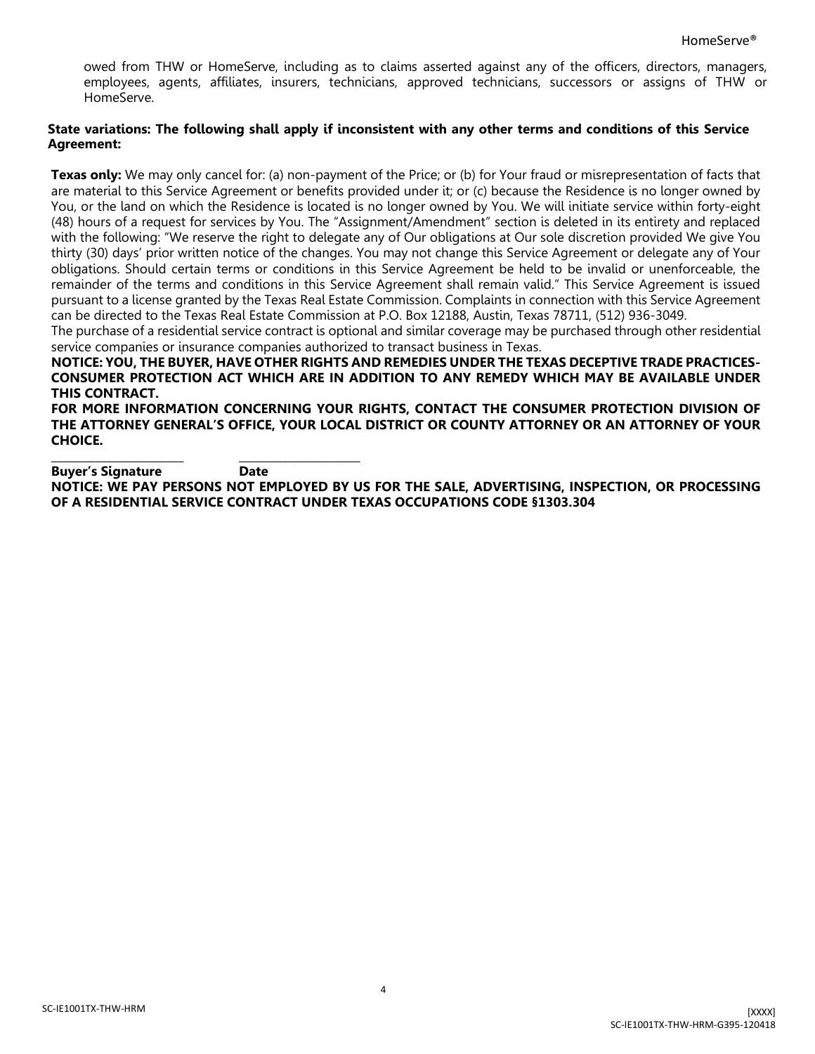owed from THW or HomeServe, including as to claims asserted against any of the officers, directors, managers, employees, agents, affiliates, insurers, technicians, approved technicians, successors or assigns of THW or HomeServe.

**State variations: The following shall apply if inconsistent with any other terms and conditions of this Service Agreement:**

**Texas only:** We may only cancel for: (a) non-payment of the Price; or (b) for Your fraud or misrepresentation of facts that are material to this Service Agreement or benefits provided under it; or (c) because the Residence is no longer owned by You, or the land on which the Residence is located is no longer owned by You. We will initiate service within forty-eight (48) hours of a request for services by You. The "Assignment/Amendment" section is deleted in its entirety and replaced with the following: "We reserve the right to delegate any of Our obligations at Our sole discretion provided We give You thirty (30) days' prior written notice of the changes. You may not change this Service Agreement or delegate any of Your obligations. Should certain terms or conditions in this Service Agreement be held to be invalid or unenforceable, the remainder of the terms and conditions in this Service Agreement shall remain valid." This Service Agreement is issued pursuant to a license granted by the Texas Real Estate Commission. Complaints in connection with this Service Agreement can be directed to the Texas Real Estate Commission at P.O. Box 12188, Austin, Texas 78711, (512) 936-3049.

The purchase of a residential service contract is optional and similar coverage may be purchased through other residential service companies or insurance companies authorized to transact business in Texas.

**NOTICE: YOU, THE BUYER, HAVE OTHER RIGHTS AND REMEDIES UNDER THE TEXAS DECEPTIVE TRADE PRACTICES-CONSUMER PROTECTION ACT WHICH ARE IN ADDITION TO ANY REMEDY WHICH MAY BE AVAILABLE UNDER THIS CONTRACT.**

**FOR MORE INFORMATION CONCERNING YOUR RIGHTS, CONTACT THE CONSUMER PROTECTION DIVISION OF THE ATTORNEY GENERAL'S OFFICE, YOUR LOCAL DISTRICT OR COUNTY ATTORNEY OR AN ATTORNEY OF YOUR CHOICE.**

______________________ ____________________

**Buyer's Signature** **Date**

**NOTICE: WE PAY PERSONS NOT EMPLOYED BY US FOR THE SALE, ADVERTISING, INSPECTION, OR PROCESSING OF A RESIDENTIAL SERVICE CONTRACT UNDER TEXAS OCCUPATIONS CODE §1303.304**

SC-IE1001TX-THW-HRM

[XXXX]
SC-IE1001TX-THW-HRM-G395-120418